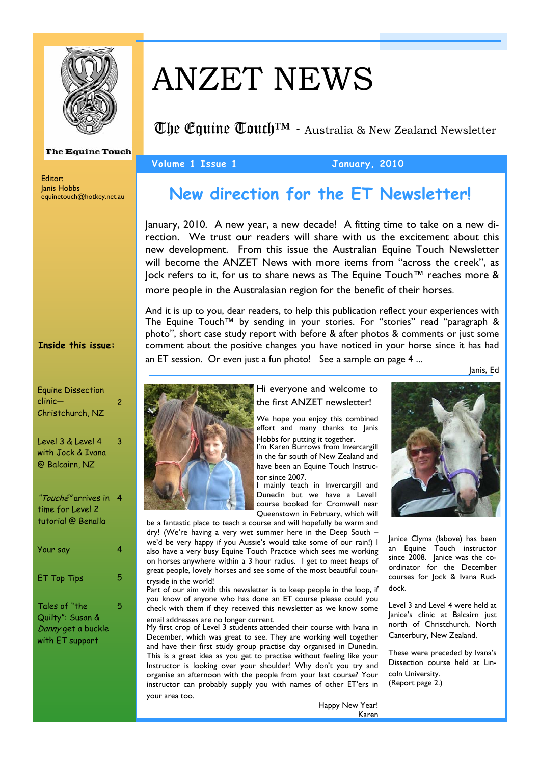# ANZET NEWS

The Equine Touch™ - Australia & New Zealand Newsletter

The Equine Touch

Editor:
Janis Hobbs
equinetouch@hotkey.net.au

**Volume 1 Issue 1** — **January, 2010**

**Inside this issue:**

| | |
|---|---|
| Equine Dissection clinic— Christchurch, NZ | 2 |
| Level 3 & Level 4 with Jock & Ivana @ Balcairn, NZ | 3 |
| *"Touché"* arrives in time for Level 2 tutorial @ Benalla | 4 |
| Your say | 4 |
| ET Top Tips | 5 |
| Tales of "the Quilty": Susan & *Danny* get a buckle with ET support | 5 |

## New direction for the ET Newsletter!

January, 2010. A new year, a new decade! A fitting time to take on a new direction. We trust our readers will share with us the excitement about this new development. From this issue the Australian Equine Touch Newsletter will become the ANZET News with more items from "across the creek", as Jock refers to it, for us to share news as The Equine Touch™ reaches more & more people in the Australasian region for the benefit of their horses.

And it is up to you, dear readers, to help this publication reflect your experiences with The Equine Touch™ by sending in your stories. For "stories" read "paragraph & photo", short case study report with before & after photos & comments or just some comment about the positive changes you have noticed in your horse since it has had an ET session. Or even just a fun photo! See a sample on page 4 ...

Janis, Ed

Hi everyone and welcome to the first ANZET newsletter!

We hope you enjoy this combined effort and many thanks to Janis Hobbs for putting it together.
I'm Karen Burrows from Invercargill in the far south of New Zealand and have been an Equine Touch Instructor since 2007.
I mainly teach in Invercargill and Dunedin but we have a Level1 course booked for Cromwell near Queenstown in February, which will be a fantastic place to teach a course and will hopefully be warm and dry! (We're having a very wet summer here in the Deep South – we'd be very happy if you Aussie's would take some of our rain!) I also have a very busy Equine Touch Practice which sees me working on horses anywhere within a 3 hour radius. I get to meet heaps of great people, lovely horses and see some of the most beautiful countryside in the world!
Part of our aim with this newsletter is to keep people in the loop, if you know of anyone who has done an ET course please could you check with them if they received this newsletter as we know some email addresses are no longer current.
My first crop of Level 3 students attended their course with Ivana in December, which was great to see. They are working well together and have their first study group practise day organised in Dunedin. This is a great idea as you get to practise without feeling like your Instructor is looking over your shoulder! Why don't you try and organise an afternoon with the people from your last course? Your instructor can probably supply you with names of other ET'ers in your area too.

Happy New Year!
Karen

Janice Clyma (labove) has been an Equine Touch instructor since 2008. Janice was the co-ordinator for the December courses for Jock & Ivana Ruddock.

Level 3 and Level 4 were held at Janice's clinic at Balcairn just north of Christchurch, North Canterbury, New Zealand.

These were preceded by Ivana's Dissection course held at Lincoln University.
(Report page 2.)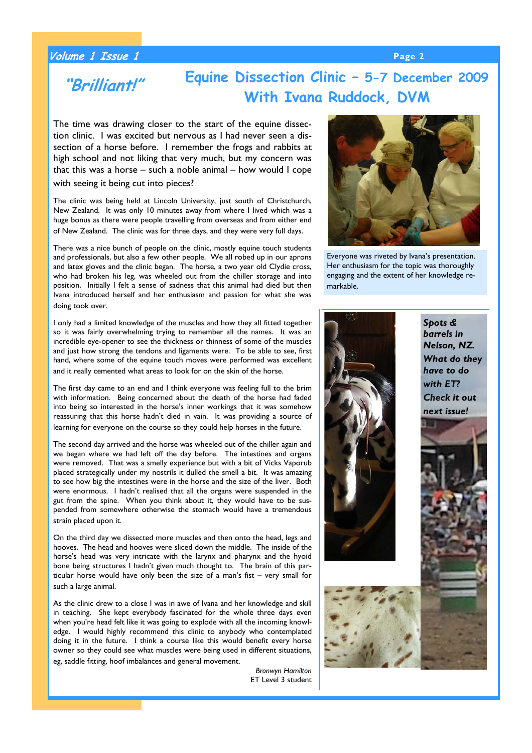*"Brilliant!"*

# Equine Dissection Clinic – 5-7 December 2009
## With Ivana Ruddock, DVM

The time was drawing closer to the start of the equine dissection clinic. I was excited but nervous as I had never seen a dissection of a horse before. I remember the frogs and rabbits at high school and not liking that very much, but my concern was that this was a horse – such a noble animal – how would I cope with seeing it being cut into pieces?

The clinic was being held at Lincoln University, just south of Christchurch, New Zealand. It was only 10 minutes away from where I lived which was a huge bonus as there were people travelling from overseas and from either end of New Zealand. The clinic was for three days, and they were very full days.

There was a nice bunch of people on the clinic, mostly equine touch students and professionals, but also a few other people. We all robed up in our aprons and latex gloves and the clinic began. The horse, a two year old Clydie cross, who had broken his leg, was wheeled out from the chiller storage and into position. Initially I felt a sense of sadness that this animal had died but then Ivana introduced herself and her enthusiasm and passion for what she was doing took over.

I only had a limited knowledge of the muscles and how they all fitted together so it was fairly overwhelming trying to remember all the names. It was an incredible eye-opener to see the thickness or thinness of some of the muscles and just how strong the tendons and ligaments were. To be able to see, first hand, where some of the equine touch moves were performed was excellent and it really cemented what areas to look for on the skin of the horse.

The first day came to an end and I think everyone was feeling full to the brim with information. Being concerned about the death of the horse had faded into being so interested in the horse's inner workings that it was somehow reassuring that this horse hadn't died in vain. It was providing a source of learning for everyone on the course so they could help horses in the future.

The second day arrived and the horse was wheeled out of the chiller again and we began where we had left off the day before. The intestines and organs were removed. That was a smelly experience but with a bit of Vicks Vaporub placed strategically under my nostrils it dulled the smell a bit. It was amazing to see how big the intestines were in the horse and the size of the liver. Both were enormous. I hadn't realised that all the organs were suspended in the gut from the spine. When you think about it, they would have to be suspended from somewhere otherwise the stomach would have a tremendous strain placed upon it.

On the third day we dissected more muscles and then onto the head, legs and hooves. The head and hooves were sliced down the middle. The inside of the horse's head was very intricate with the larynx and pharynx and the hyoid bone being structures I hadn't given much thought to. The brain of this particular horse would have only been the size of a man's fist – very small for such a large animal.

As the clinic drew to a close I was in awe of Ivana and her knowledge and skill in teaching. She kept everybody fascinated for the whole three days even when you're head felt like it was going to explode with all the incoming knowledge. I would highly recommend this clinic to anybody who contemplated doing it in the future. I think a course like this would benefit every horse owner so they could see what muscles were being used in different situations, eg, saddle fitting, hoof imbalances and general movement.

*Bronwyn Hamilton*
ET Level 3 student

Everyone was riveted by Ivana's presentation. Her enthusiasm for the topic was thoroughly engaging and the extent of her knowledge remarkable.

***Spots & barrels in Nelson, NZ. What do they have to do with ET? Check it out next issue!***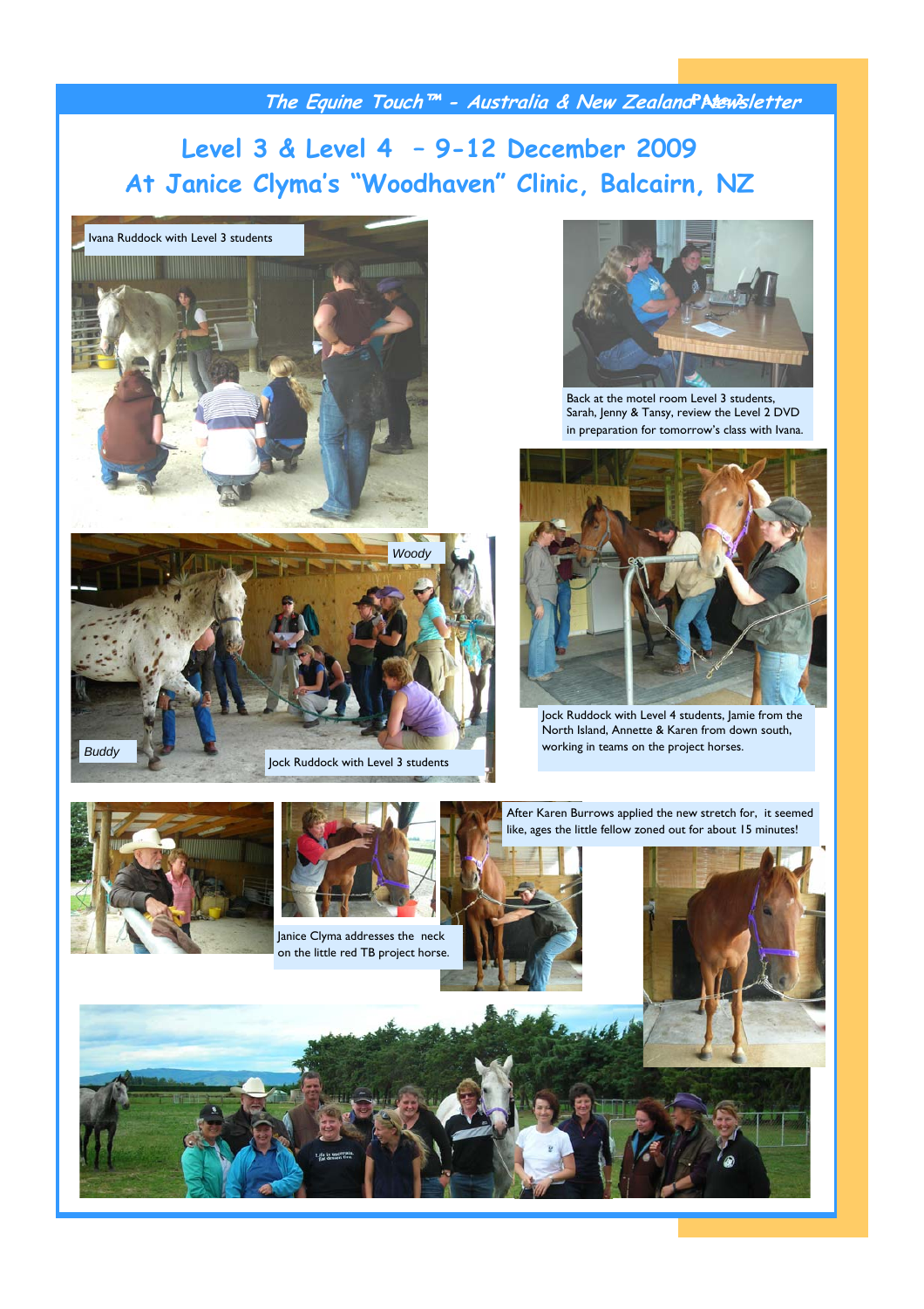# Level 3 & Level 4 – 9-12 December 2009
# At Janice Clyma's "Woodhaven" Clinic, Balcairn, NZ

Ivana Ruddock with Level 3 students

Back at the motel room Level 3 students, Sarah, Jenny & Tansy, review the Level 2 DVD in preparation for tomorrow's class with Ivana.

*Woody*

*Buddy*

Jock Ruddock with Level 3 students

Jock Ruddock with Level 4 students, Jamie from the North Island, Annette & Karen from down south, working in teams on the project horses.

Janice Clyma addresses the neck on the little red TB project horse.

After Karen Burrows applied the new stretch for, it seemed like, ages the little fellow zoned out for about 15 minutes!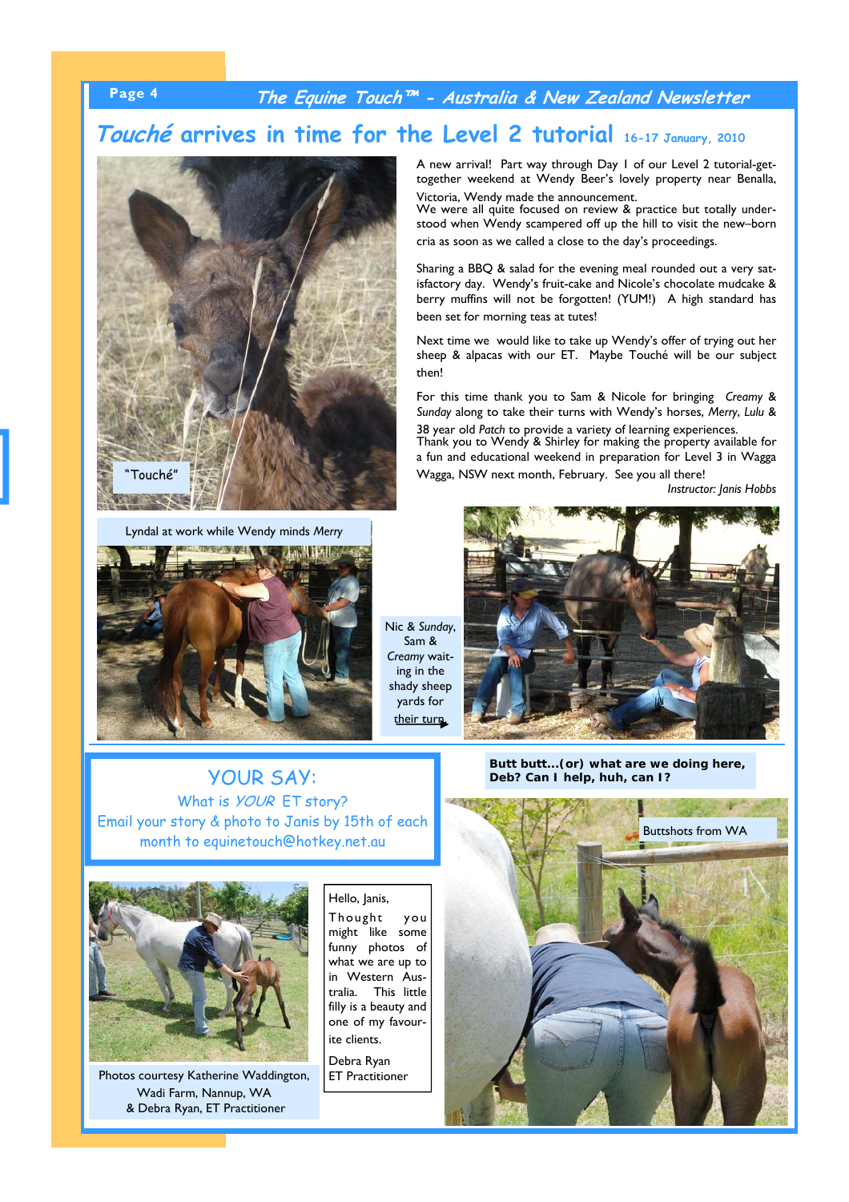# *Touché* arrives in time for the Level 2 tutorial 16-17 January, 2010

"Touché"

A new arrival! Part way through Day 1 of our Level 2 tutorial-get-together weekend at Wendy Beer's lovely property near Benalla, Victoria, Wendy made the announcement.
We were all quite focused on review & practice but totally understood when Wendy scampered off up the hill to visit the new–born cria as soon as we called a close to the day's proceedings.

Sharing a BBQ & salad for the evening meal rounded out a very satisfactory day. Wendy's fruit-cake and Nicole's chocolate mudcake & berry muffins will not be forgotten! (YUM!) A high standard has been set for morning teas at tutes!

Next time we would like to take up Wendy's offer of trying out her sheep & alpacas with our ET. Maybe Touché will be our subject then!

For this time thank you to Sam & Nicole for bringing *Creamy* & *Sunday* along to take their turns with Wendy's horses, *Merry*, *Lulu* & 38 year old *Patch* to provide a variety of learning experiences.
Thank you to Wendy & Shirley for making the property available for a fun and educational weekend in preparation for Level 3 in Wagga Wagga, NSW next month, February. See you all there!

*Instructor: Janis Hobbs*

Lyndal at work while Wendy minds *Merry*

Nic & *Sunday*, Sam & *Creamy* waiting in the shady sheep yards for their turn

## YOUR SAY:

What is *YOUR* ET story?
Email your story & photo to Janis by 15th of each month to equinetouch@hotkey.net.au

**Butt butt...(or) what are we doing here, Deb? Can I help, huh, can I?**

Buttshots from WA

Hello, Janis,

Thought you might like some funny photos of what we are up to in Western Australia. This little filly is a beauty and one of my favourite clients.

Debra Ryan
ET Practitioner

Photos courtesy Katherine Waddington, Wadi Farm, Nannup, WA
& Debra Ryan, ET Practitioner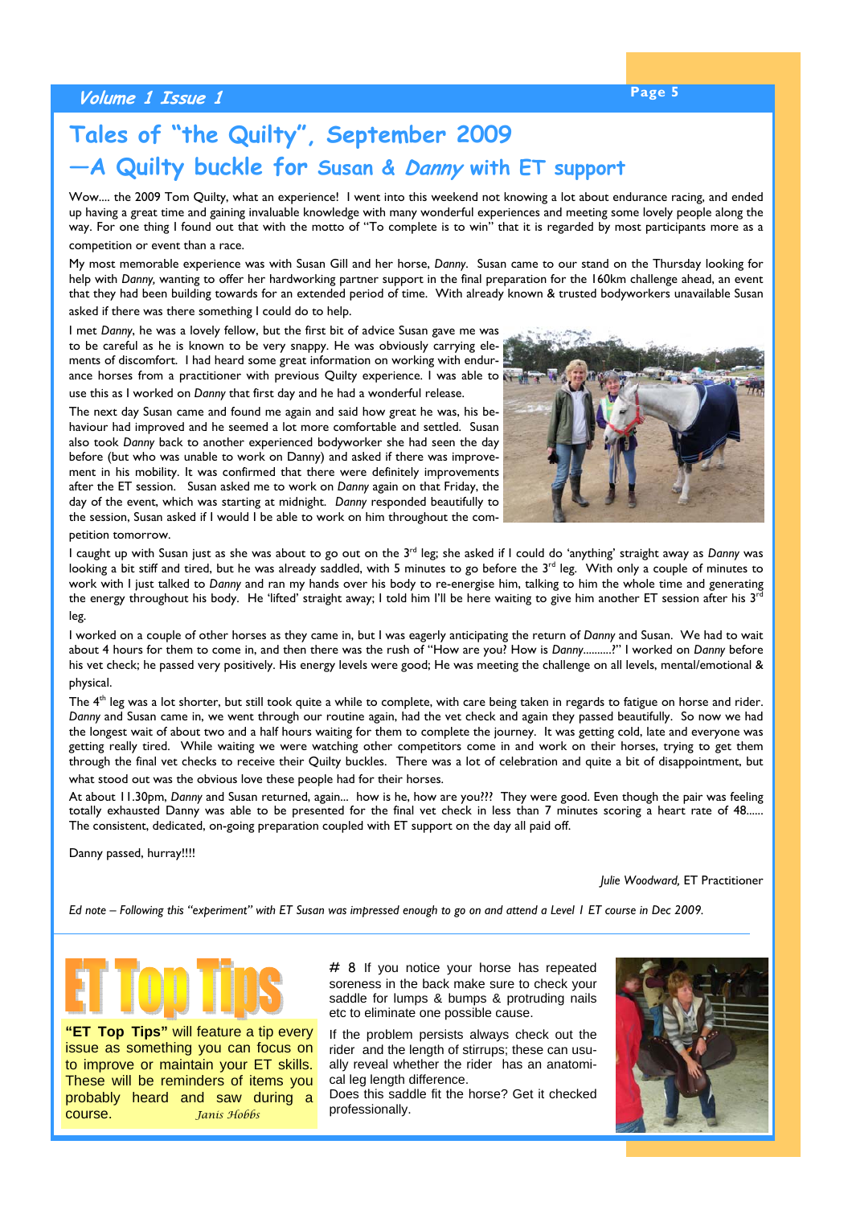# Tales of "the Quilty", September 2009

## —A Quilty buckle for Susan & *Danny* with ET support

Wow.... the 2009 Tom Quilty, what an experience! I went into this weekend not knowing a lot about endurance racing, and ended up having a great time and gaining invaluable knowledge with many wonderful experiences and meeting some lovely people along the way. For one thing I found out that with the motto of "To complete is to win" that it is regarded by most participants more as a competition or event than a race.

My most memorable experience was with Susan Gill and her horse, *Danny*. Susan came to our stand on the Thursday looking for help with *Danny,* wanting to offer her hardworking partner support in the final preparation for the 160km challenge ahead, an event that they had been building towards for an extended period of time. With already known & trusted bodyworkers unavailable Susan asked if there was there something I could do to help.

I met *Danny*, he was a lovely fellow, but the first bit of advice Susan gave me was to be careful as he is known to be very snappy. He was obviously carrying elements of discomfort. I had heard some great information on working with endurance horses from a practitioner with previous Quilty experience. I was able to use this as I worked on *Danny* that first day and he had a wonderful release.

The next day Susan came and found me again and said how great he was, his behaviour had improved and he seemed a lot more comfortable and settled. Susan also took *Danny* back to another experienced bodyworker she had seen the day before (but who was unable to work on Danny) and asked if there was improvement in his mobility. It was confirmed that there were definitely improvements after the ET session. Susan asked me to work on *Danny* again on that Friday, the day of the event, which was starting at midnight. *Danny* responded beautifully to the session, Susan asked if I would I be able to work on him throughout the competition tomorrow.

I caught up with Susan just as she was about to go out on the 3rd leg; she asked if I could do 'anything' straight away as *Danny* was looking a bit stiff and tired, but he was already saddled, with 5 minutes to go before the 3rd leg. With only a couple of minutes to work with I just talked to *Danny* and ran my hands over his body to re-energise him, talking to him the whole time and generating the energy throughout his body. He 'lifted' straight away; I told him I'll be here waiting to give him another ET session after his 3rd leg.

I worked on a couple of other horses as they came in, but I was eagerly anticipating the return of *Danny* and Susan. We had to wait about 4 hours for them to come in, and then there was the rush of "How are you? How is *Danny..........?*" I worked on *Danny* before his vet check; he passed very positively. His energy levels were good; He was meeting the challenge on all levels, mental/emotional & physical.

The 4th leg was a lot shorter, but still took quite a while to complete, with care being taken in regards to fatigue on horse and rider. *Danny* and Susan came in, we went through our routine again, had the vet check and again they passed beautifully. So now we had the longest wait of about two and a half hours waiting for them to complete the journey. It was getting cold, late and everyone was getting really tired. While waiting we were watching other competitors come in and work on their horses, trying to get them through the final vet checks to receive their Quilty buckles. There was a lot of celebration and quite a bit of disappointment, but what stood out was the obvious love these people had for their horses.

At about 11.30pm, *Danny* and Susan returned, again... how is he, how are you??? They were good. Even though the pair was feeling totally exhausted Danny was able to be presented for the final vet check in less than 7 minutes scoring a heart rate of 48...... The consistent, dedicated, on-going preparation coupled with ET support on the day all paid off.

Danny passed, hurray!!!!

*Julie Woodward,* ET Practitioner

*Ed note – Following this "experiment" with ET Susan was impressed enough to go on and attend a Level 1 ET course in Dec 2009.*

---

## ET Top Tips

**"ET Top Tips"** will feature a tip every issue as something you can focus on to improve or maintain your ET skills. These will be reminders of items you probably heard and saw during a course. *Janis Hobbs*

\# 8 If you notice your horse has repeated soreness in the back make sure to check your saddle for lumps & bumps & protruding nails etc to eliminate one possible cause.

If the problem persists always check out the rider and the length of stirrups; these can usually reveal whether the rider has an anatomical leg length difference.

Does this saddle fit the horse? Get it checked professionally.